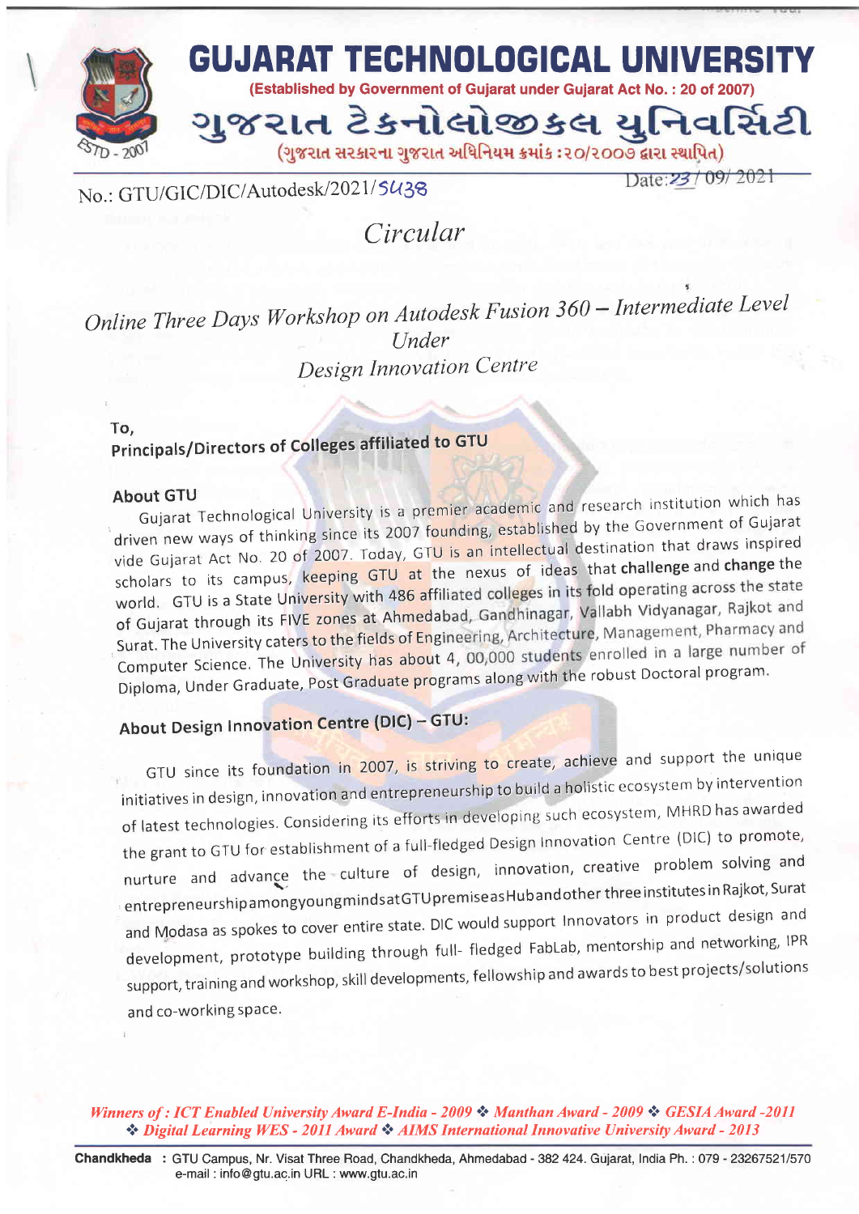# GUJARAT TECHNOLOGICAL UNIVERSITY

(Established by Government of Gujarat under Gujarat Act No. : 20 of 2007)

ગુજરાત ટેક્નોલોજીકલ યુનિવર્સિટી

(ગુજરાત સરકારના ગુજરાત અધિનિયમ ક્રમાંક :૨૦/૨૦૦૭ દ્વારા સ્થાપિત)

No.: GTU/GIC/DIC/Autodesk/2021/5438

Date: 23/09/2021

## *Circular*

### *Online Three Days Workshop on Autodesk Fusion 360 – Intermediate Level Under Design Innovation Centre*

**To,**
**Principals/Directors of Colleges affiliated to GTU**

**About GTU**

Gujarat Technological University is a premier academic and research institution which has driven new ways of thinking since its 2007 founding, established by the Government of Gujarat vide Gujarat Act No. 20 of 2007. Today, GTU is an intellectual destination that draws inspired scholars to its campus, keeping GTU at the nexus of ideas that **challenge** and **change** the world. GTU is a State University with 486 affiliated colleges in its fold operating across the state of Gujarat through its FIVE zones at Ahmedabad, Gandhinagar, Vallabh Vidyanagar, Rajkot and Surat. The University caters to the fields of Engineering, Architecture, Management, Pharmacy and Computer Science. The University has about 4, 00,000 students enrolled in a large number of Diploma, Under Graduate, Post Graduate programs along with the robust Doctoral program.

**About Design Innovation Centre (DIC) – GTU:**

GTU since its foundation in 2007, is striving to create, achieve and support the unique initiatives in design, innovation and entrepreneurship to build a holistic ecosystem by intervention of latest technologies. Considering its efforts in developing such ecosystem, MHRD has awarded the grant to GTU for establishment of a full-fledged Design Innovation Centre (DIC) to promote, nurture and advance the culture of design, innovation, creative problem solving and entrepreneurship amongyoungmindsatGTUpremiseasHubandother three institutes in Rajkot, Surat and Modasa as spokes to cover entire state. DIC would support Innovators in product design and development, prototype building through full- fledged FabLab, mentorship and networking, IPR support, training and workshop, skill developments, fellowship and awards to best projects/solutions and co-working space.

*Winners of : ICT Enabled University Award E-India - 2009 ❖ Manthan Award - 2009 ❖ GESIA Award -2011 ❖ Digital Learning WES - 2011 Award ❖ AIMS International Innovative University Award - 2013*

**Chandkheda** : GTU Campus, Nr. Visat Three Road, Chandkheda, Ahmedabad - 382 424. Gujarat, India Ph. : 079 - 23267521/570
e-mail : info@gtu.ac.in URL : www.gtu.ac.in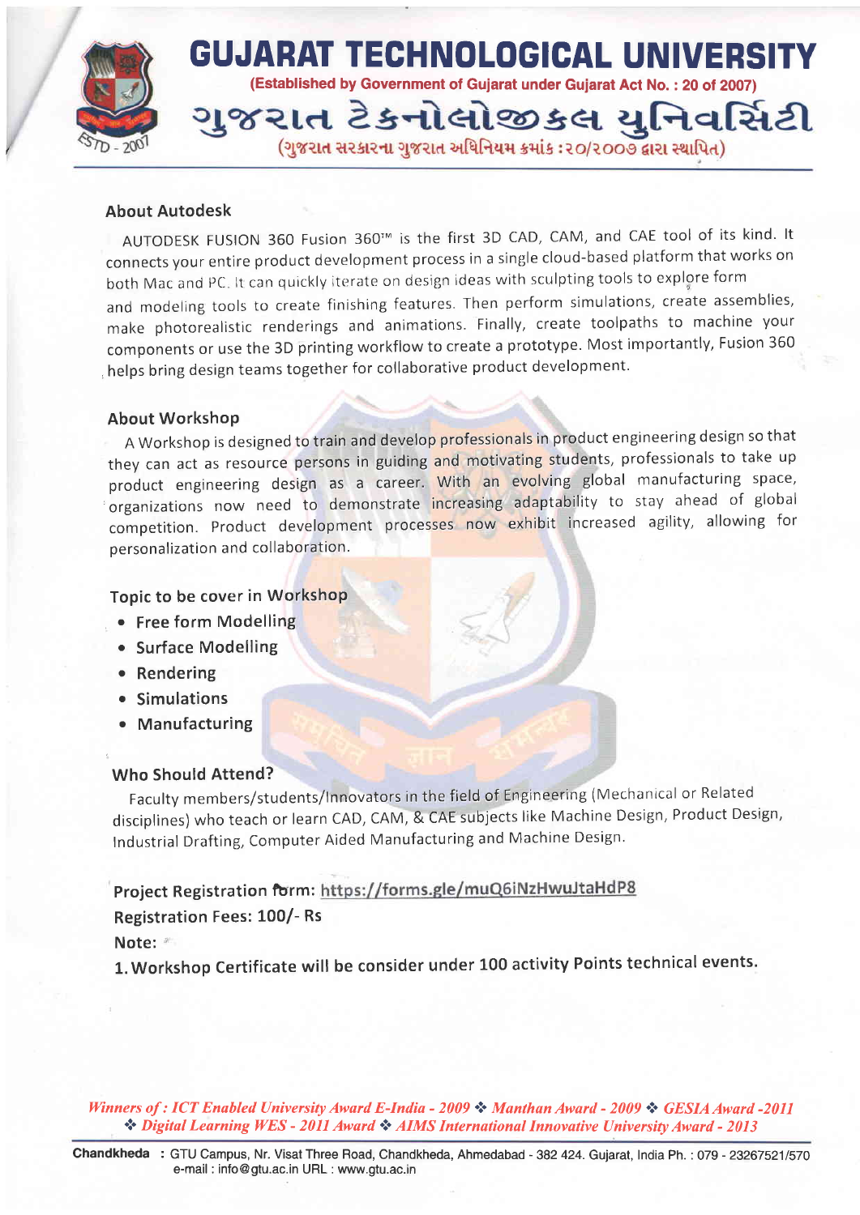## About Autodesk

AUTODESK FUSION 360 Fusion 360™ is the first 3D CAD, CAM, and CAE tool of its kind. It connects your entire product development process in a single cloud-based platform that works on both Mac and PC. It can quickly iterate on design ideas with sculpting tools to explore form and modeling tools to create finishing features. Then perform simulations, create assemblies, make photorealistic renderings and animations. Finally, create toolpaths to machine your components or use the 3D printing workflow to create a prototype. Most importantly, Fusion 360 helps bring design teams together for collaborative product development.

## About Workshop

A Workshop is designed to train and develop professionals in product engineering design so that they can act as resource persons in guiding and motivating students, professionals to take up product engineering design as a career. With an evolving global manufacturing space, organizations now need to demonstrate increasing adaptability to stay ahead of global competition. Product development processes now exhibit increased agility, allowing for personalization and collaboration.

## Topic to be cover in Workshop

- Free form Modelling
- Surface Modelling
- Rendering
- Simulations
- Manufacturing

## Who Should Attend?

Faculty members/students/Innovators in the field of Engineering (Mechanical or Related disciplines) who teach or learn CAD, CAM, & CAE subjects like Machine Design, Product Design, Industrial Drafting, Computer Aided Manufacturing and Machine Design.

**Project Registration form:** https://forms.gle/muQ6iNzHwuJtaHdP8

**Registration Fees: 100/- Rs**

**Note:**

1. Workshop Certificate will be consider under 100 activity Points technical events.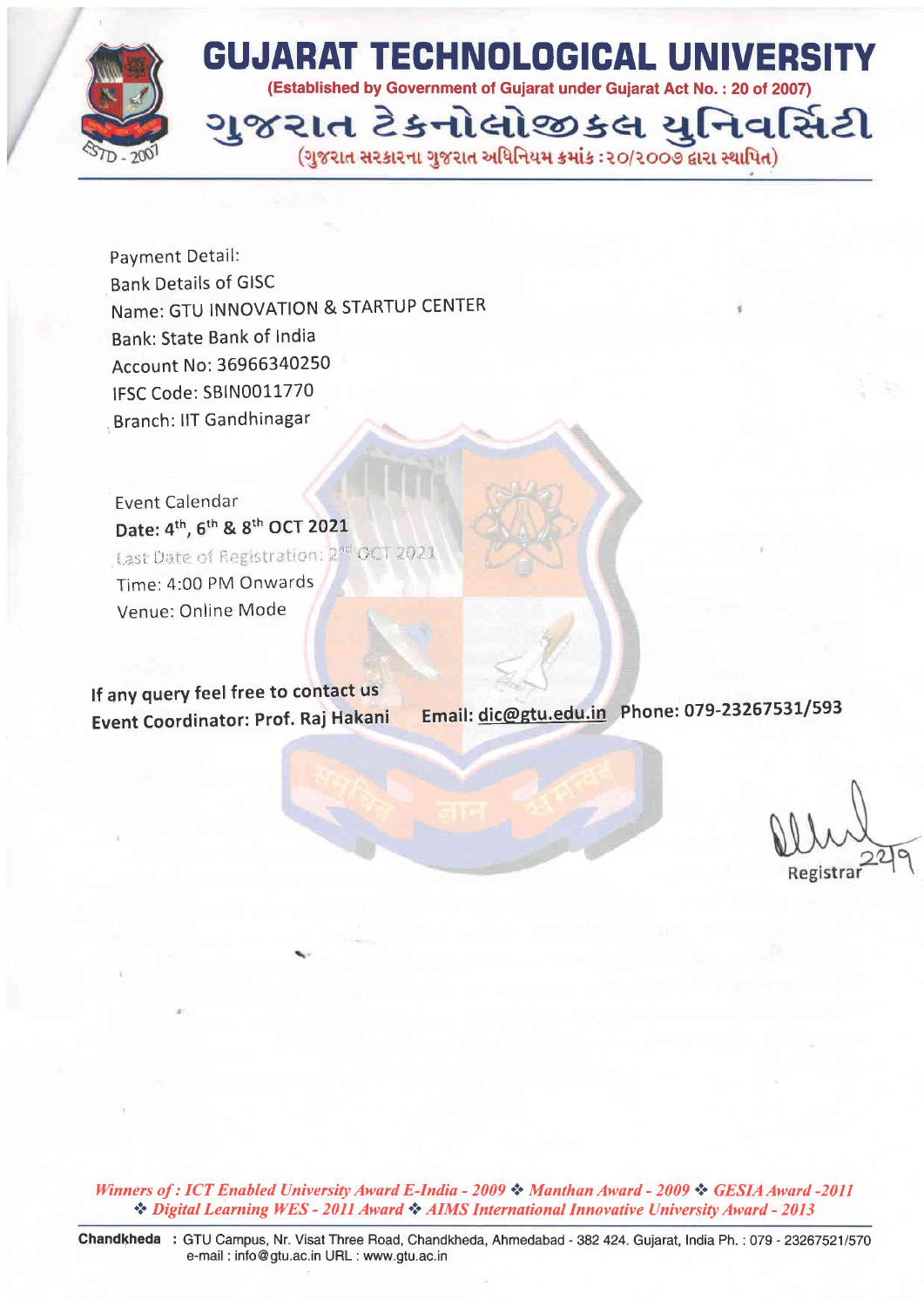# GUJARAT TECHNOLOGICAL UNIVERSITY

(Established by Government of Gujarat under Gujarat Act No. : 20 of 2007)

# ગુજરાત ટેકનોલોજીકલ યુનિવર્સિટી

(ગુજરાત સરકારના ગુજરાત અધિનિયમ ક્રમાંક :૨૦/૨૦૦૭ દ્વારા સ્થાપિત)

Payment Detail:
Bank Details of GISC
Name: GTU INNOVATION & STARTUP CENTER
Bank: State Bank of India
Account No: 36966340250
IFSC Code: SBIN0011770
Branch: IIT Gandhinagar

Event Calendar
**Date: 4th, 6th & 8th OCT 2021**
Last Date of Registration: 2nd OCT 2021
Time: 4:00 PM Onwards
Venue: Online Mode

**If any query feel free to contact us**
**Event Coordinator: Prof. Raj Hakani** **Email: dic@gtu.edu.in** **Phone: 079-23267531/593**

Registrar 22/9

*Winners of : ICT Enabled University Award E-India - 2009 ❖ Manthan Award - 2009 ❖ GESIA Award -2011 ❖ Digital Learning WES - 2011 Award ❖ AIMS International Innovative University Award - 2013*

**Chandkheda** : GTU Campus, Nr. Visat Three Road, Chandkheda, Ahmedabad - 382 424. Gujarat, India Ph. : 079 - 23267521/570 e-mail : info@gtu.ac.in URL : www.gtu.ac.in